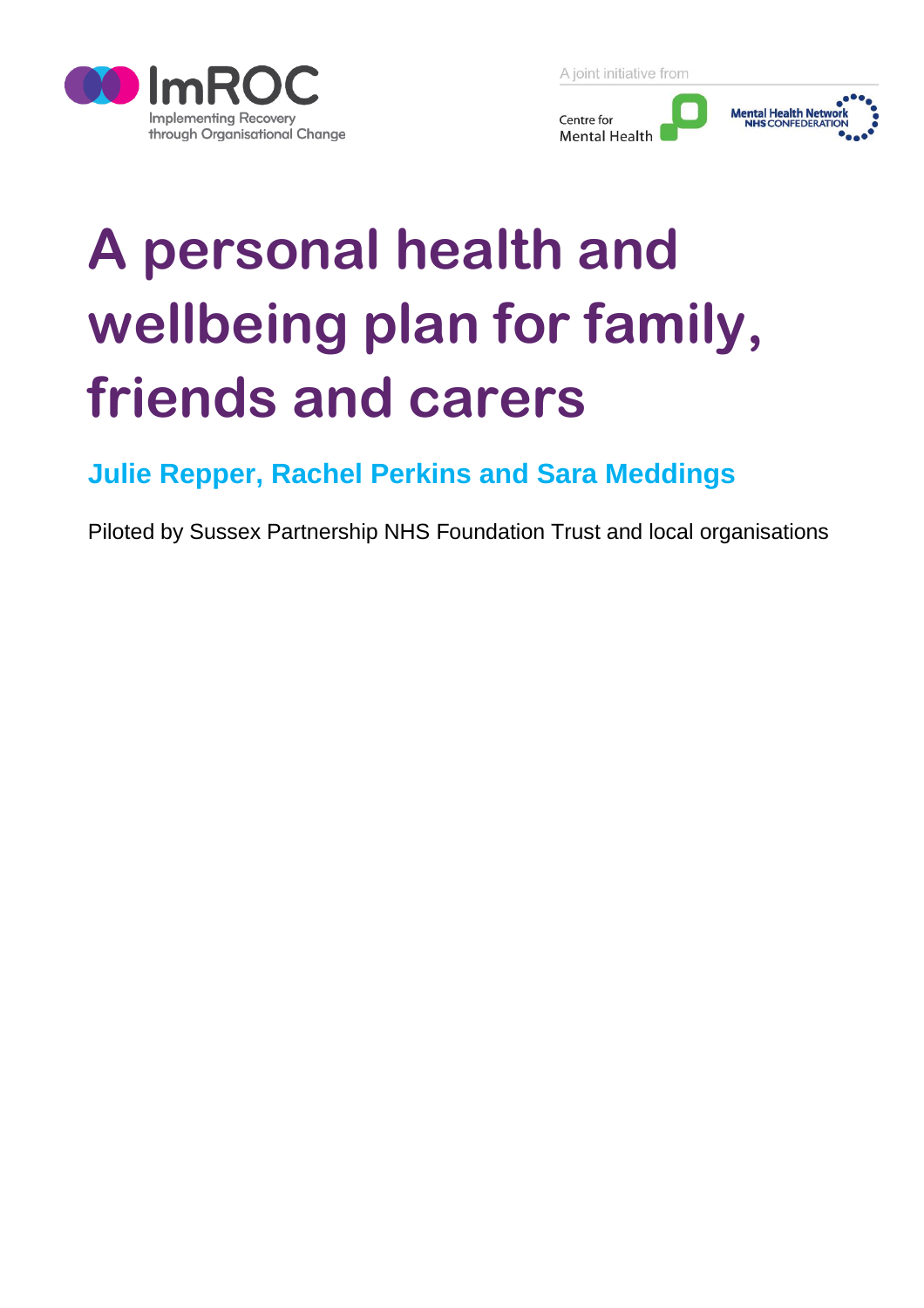ImROC

Implementing Recovery through Organisational Change

A joint initiative from

Centre for Mental Health

Mental Health Network NHS CONFEDERATION

# A personal health and wellbeing plan for family, friends and carers

**Julie Repper, Rachel Perkins and Sara Meddings**

Piloted by Sussex Partnership NHS Foundation Trust and local organisations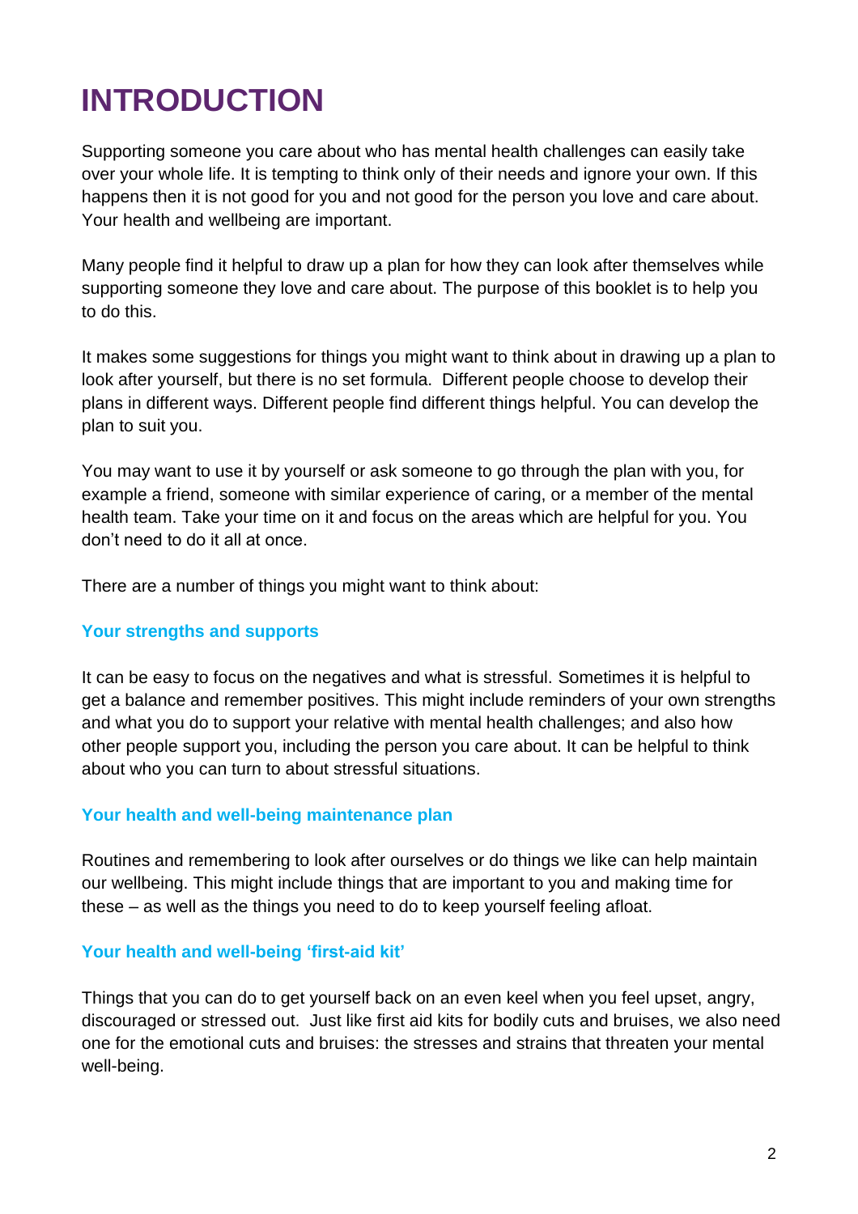# INTRODUCTION

Supporting someone you care about who has mental health challenges can easily take over your whole life. It is tempting to think only of their needs and ignore your own. If this happens then it is not good for you and not good for the person you love and care about. Your health and wellbeing are important.

Many people find it helpful to draw up a plan for how they can look after themselves while supporting someone they love and care about. The purpose of this booklet is to help you to do this.

It makes some suggestions for things you might want to think about in drawing up a plan to look after yourself, but there is no set formula. Different people choose to develop their plans in different ways. Different people find different things helpful. You can develop the plan to suit you.

You may want to use it by yourself or ask someone to go through the plan with you, for example a friend, someone with similar experience of caring, or a member of the mental health team. Take your time on it and focus on the areas which are helpful for you. You don't need to do it all at once.

There are a number of things you might want to think about:

### Your strengths and supports

It can be easy to focus on the negatives and what is stressful. Sometimes it is helpful to get a balance and remember positives. This might include reminders of your own strengths and what you do to support your relative with mental health challenges; and also how other people support you, including the person you care about. It can be helpful to think about who you can turn to about stressful situations.

### Your health and well-being maintenance plan

Routines and remembering to look after ourselves or do things we like can help maintain our wellbeing. This might include things that are important to you and making time for these – as well as the things you need to do to keep yourself feeling afloat.

### Your health and well-being 'first-aid kit'

Things that you can do to get yourself back on an even keel when you feel upset, angry, discouraged or stressed out. Just like first aid kits for bodily cuts and bruises, we also need one for the emotional cuts and bruises: the stresses and strains that threaten your mental well-being.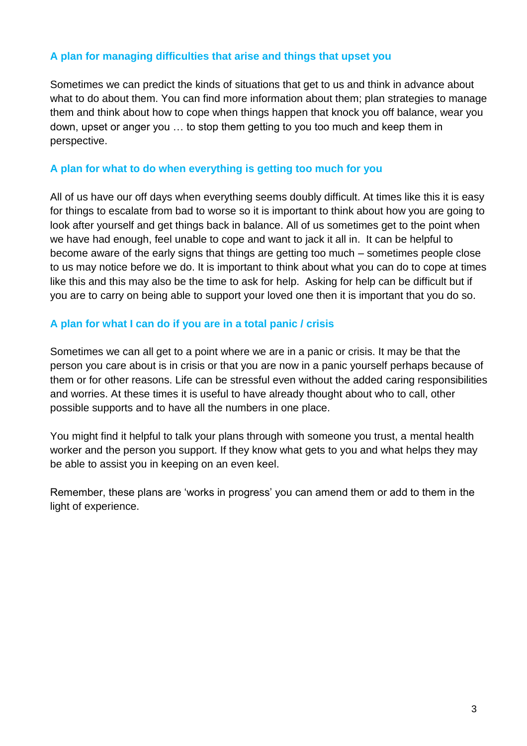### A plan for managing difficulties that arise and things that upset you

Sometimes we can predict the kinds of situations that get to us and think in advance about what to do about them. You can find more information about them; plan strategies to manage them and think about how to cope when things happen that knock you off balance, wear you down, upset or anger you … to stop them getting to you too much and keep them in perspective.

### A plan for what to do when everything is getting too much for you

All of us have our off days when everything seems doubly difficult. At times like this it is easy for things to escalate from bad to worse so it is important to think about how you are going to look after yourself and get things back in balance. All of us sometimes get to the point when we have had enough, feel unable to cope and want to jack it all in. It can be helpful to become aware of the early signs that things are getting too much – sometimes people close to us may notice before we do. It is important to think about what you can do to cope at times like this and this may also be the time to ask for help. Asking for help can be difficult but if you are to carry on being able to support your loved one then it is important that you do so.

### A plan for what I can do if you are in a total panic / crisis

Sometimes we can all get to a point where we are in a panic or crisis. It may be that the person you care about is in crisis or that you are now in a panic yourself perhaps because of them or for other reasons. Life can be stressful even without the added caring responsibilities and worries. At these times it is useful to have already thought about who to call, other possible supports and to have all the numbers in one place.

You might find it helpful to talk your plans through with someone you trust, a mental health worker and the person you support. If they know what gets to you and what helps they may be able to assist you in keeping on an even keel.

Remember, these plans are 'works in progress' you can amend them or add to them in the light of experience.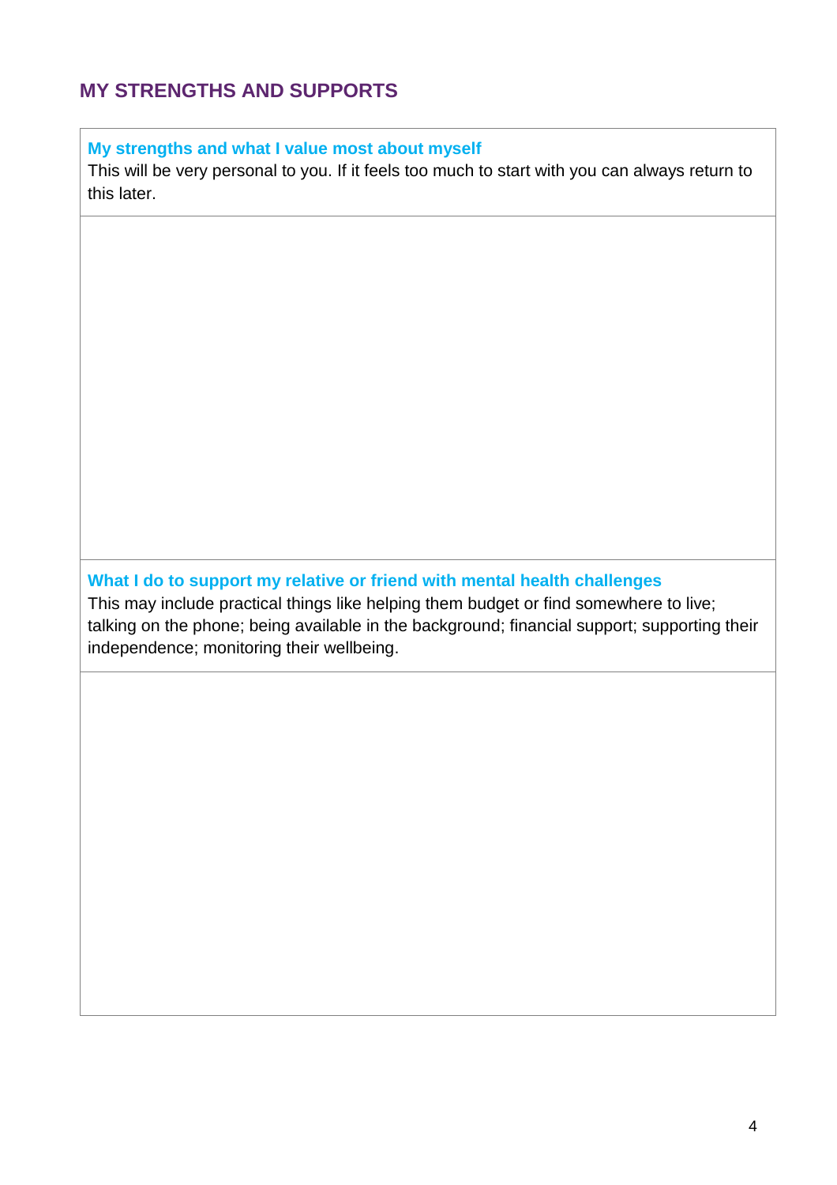## MY STRENGTHS AND SUPPORTS

### My strengths and what I value most about myself

This will be very personal to you. If it feels too much to start with you can always return to this later.

### What I do to support my relative or friend with mental health challenges

This may include practical things like helping them budget or find somewhere to live; talking on the phone; being available in the background; financial support; supporting their independence; monitoring their wellbeing.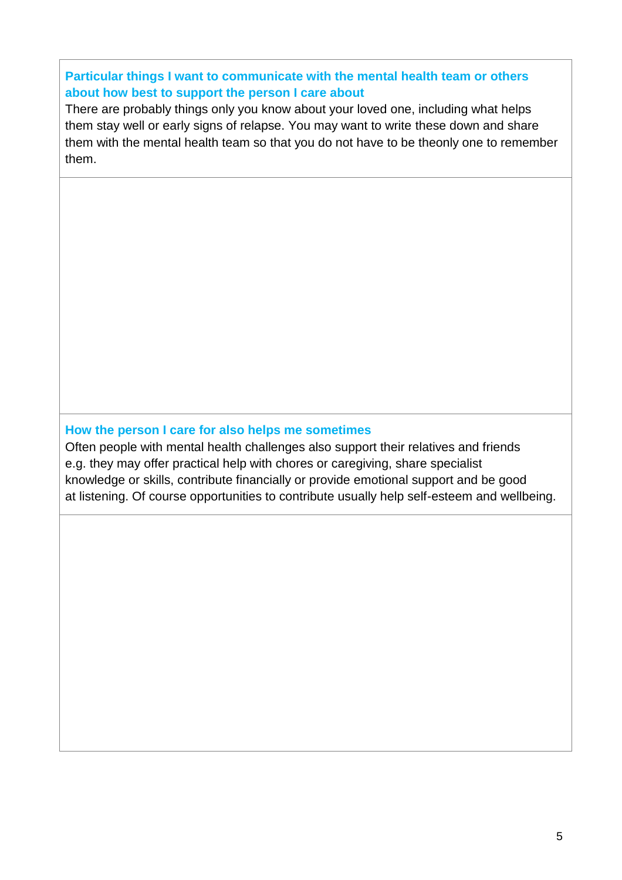### Particular things I want to communicate with the mental health team or others about how best to support the person I care about

There are probably things only you know about your loved one, including what helps them stay well or early signs of relapse. You may want to write these down and share them with the mental health team so that you do not have to be theonly one to remember them.

### How the person I care for also helps me sometimes

Often people with mental health challenges also support their relatives and friends e.g. they may offer practical help with chores or caregiving, share specialist knowledge or skills, contribute financially or provide emotional support and be good at listening. Of course opportunities to contribute usually help self-esteem and wellbeing.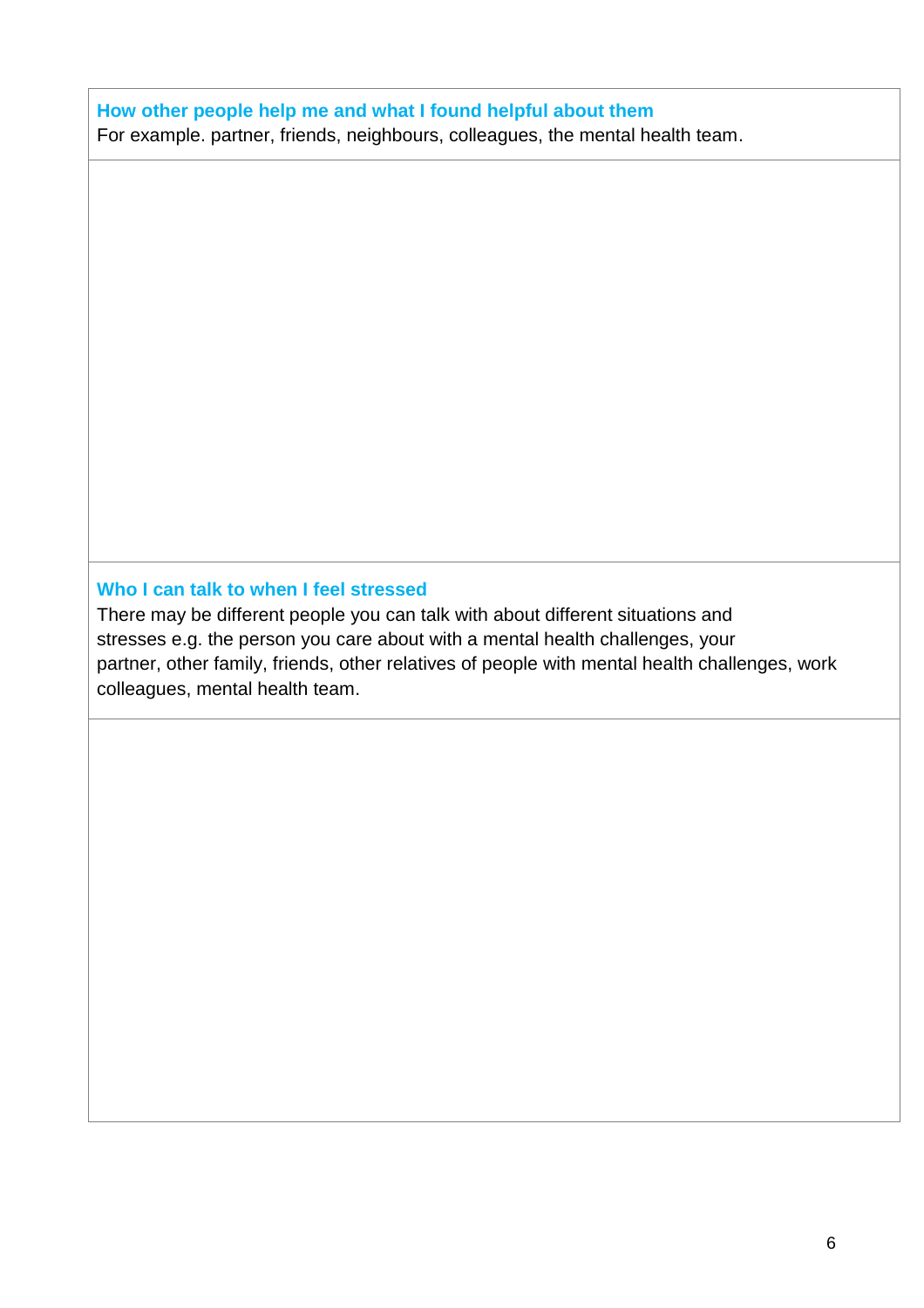### How other people help me and what I found helpful about them

For example. partner, friends, neighbours, colleagues, the mental health team.

### Who I can talk to when I feel stressed

There may be different people you can talk with about different situations and stresses e.g. the person you care about with a mental health challenges, your partner, other family, friends, other relatives of people with mental health challenges, work colleagues, mental health team.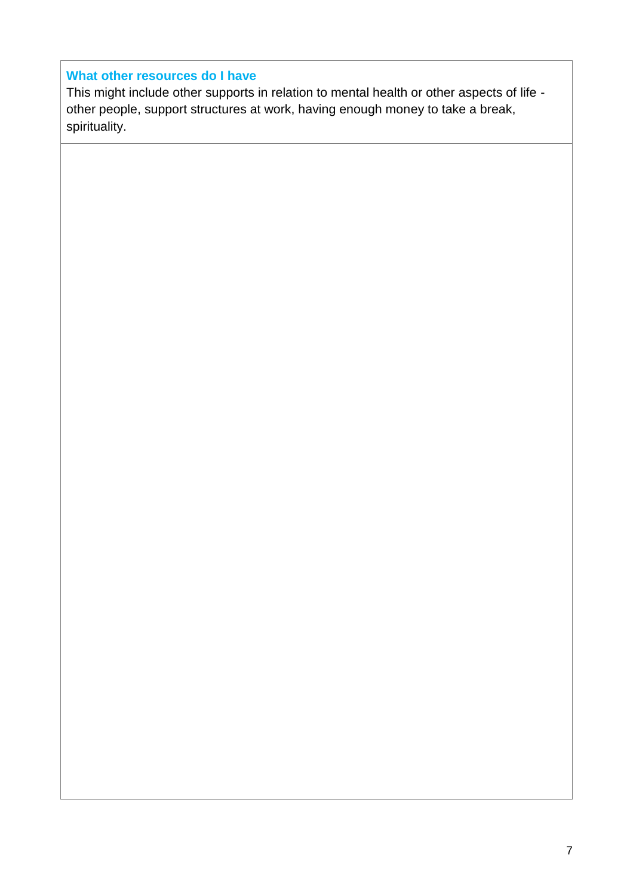### What other resources do I have

This might include other supports in relation to mental health or other aspects of life - other people, support structures at work, having enough money to take a break, spirituality.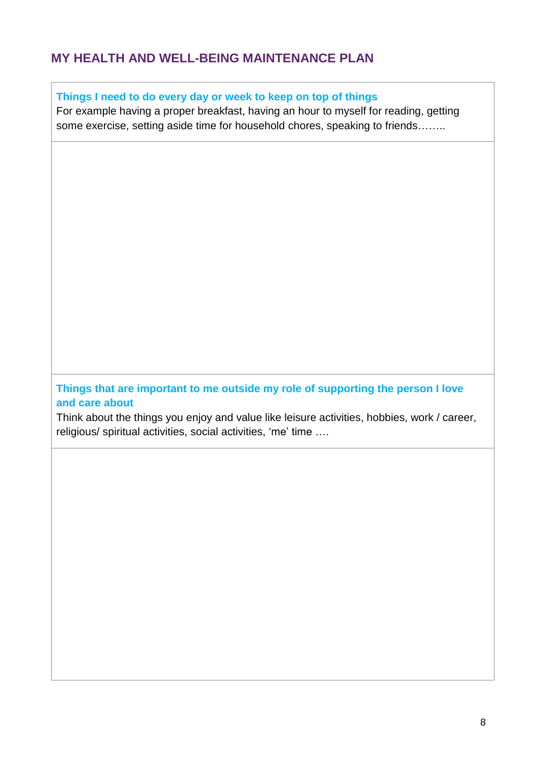## MY HEALTH AND WELL-BEING MAINTENANCE PLAN

### Things I need to do every day or week to keep on top of things

For example having a proper breakfast, having an hour to myself for reading, getting some exercise, setting aside time for household chores, speaking to friends……..

### Things that are important to me outside my role of supporting the person I love and care about

Think about the things you enjoy and value like leisure activities, hobbies, work / career, religious/ spiritual activities, social activities, 'me' time ….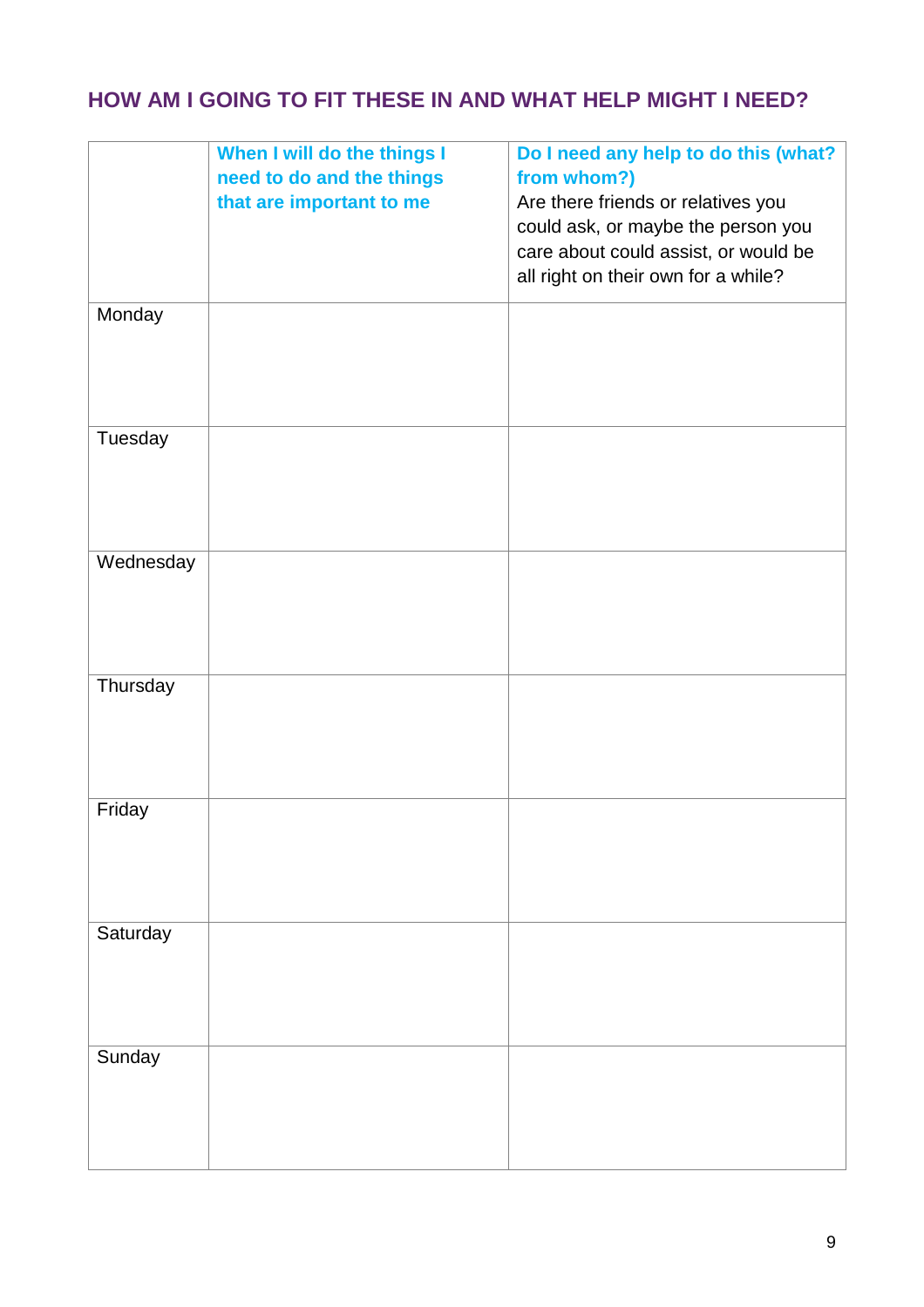## HOW AM I GOING TO FIT THESE IN AND WHAT HELP MIGHT I NEED?

| | **When I will do the things I need to do and the things that are important to me** | **Do I need any help to do this (what? from whom?)** Are there friends or relatives you could ask, or maybe the person you care about could assist, or would be all right on their own for a while? |
|---|---|---|
| Monday | | |
| Tuesday | | |
| Wednesday | | |
| Thursday | | |
| Friday | | |
| Saturday | | |
| Sunday | | |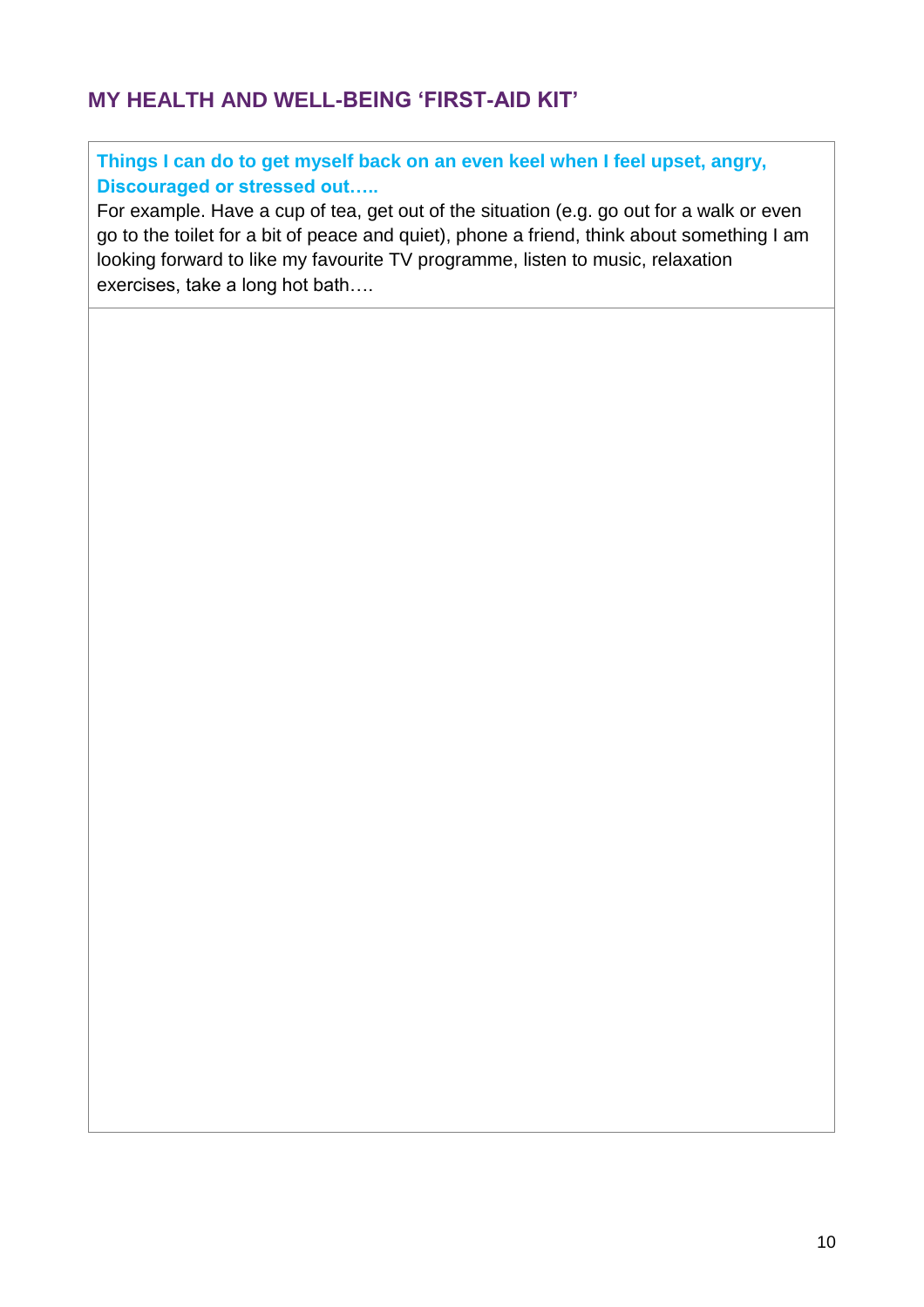## MY HEALTH AND WELL-BEING 'FIRST-AID KIT'

**Things I can do to get myself back on an even keel when I feel upset, angry, Discouraged or stressed out…..**

For example. Have a cup of tea, get out of the situation (e.g. go out for a walk or even go to the toilet for a bit of peace and quiet), phone a friend, think about something I am looking forward to like my favourite TV programme, listen to music, relaxation exercises, take a long hot bath….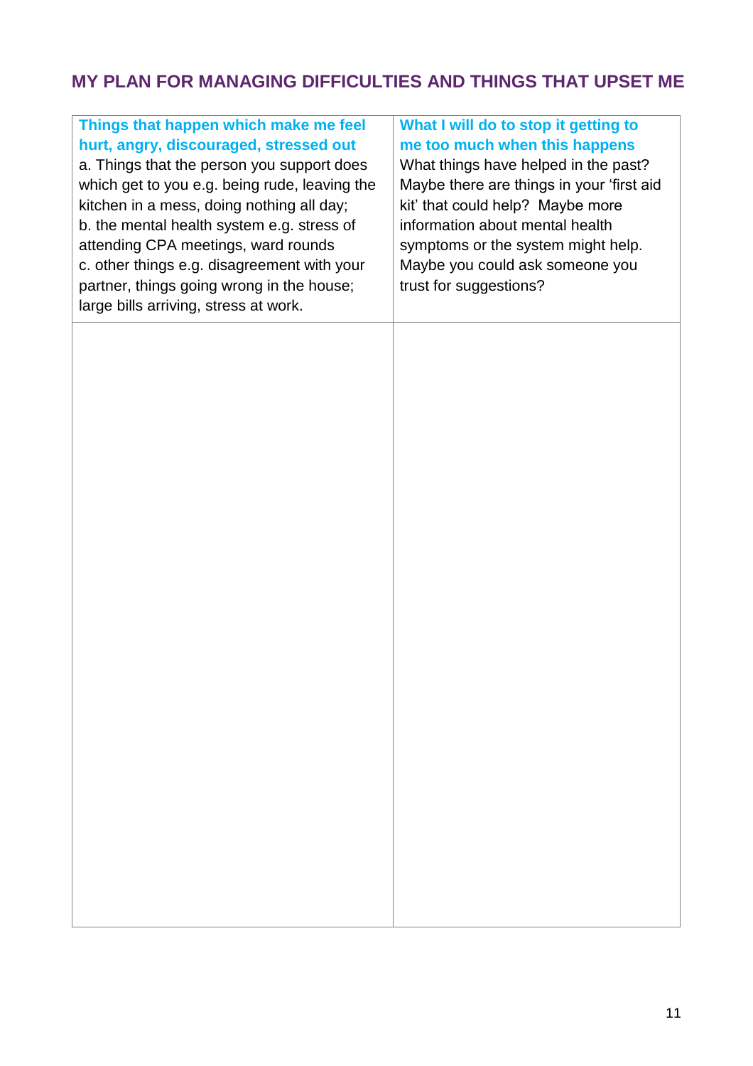## MY PLAN FOR MANAGING DIFFICULTIES AND THINGS THAT UPSET ME

| **Things that happen which make me feel hurt, angry, discouraged, stressed out**<br>a. Things that the person you support does which get to you e.g. being rude, leaving the kitchen in a mess, doing nothing all day;<br>b. the mental health system e.g. stress of attending CPA meetings, ward rounds<br>c. other things e.g. disagreement with your partner, things going wrong in the house; large bills arriving, stress at work. | **What I will do to stop it getting to me too much when this happens**<br>What things have helped in the past? Maybe there are things in your 'first aid kit' that could help? Maybe more information about mental health symptoms or the system might help. Maybe you could ask someone you trust for suggestions? |
|---|---|
| | |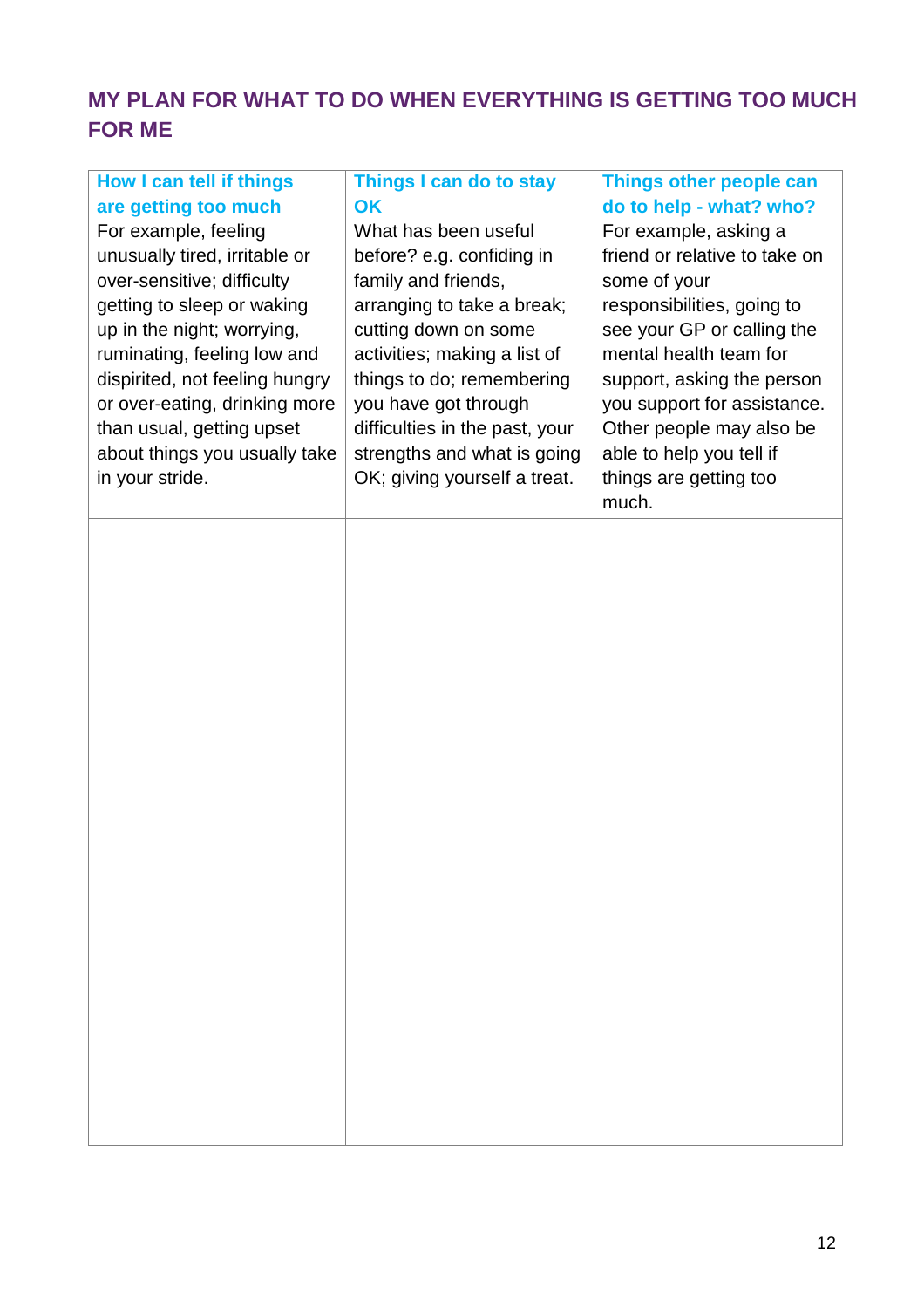## MY PLAN FOR WHAT TO DO WHEN EVERYTHING IS GETTING TOO MUCH FOR ME

| **How I can tell if things are getting too much**<br>For example, feeling unusually tired, irritable or over-sensitive; difficulty getting to sleep or waking up in the night; worrying, ruminating, feeling low and dispirited, not feeling hungry or over-eating, drinking more than usual, getting upset about things you usually take in your stride. | **Things I can do to stay OK**<br>What has been useful before? e.g. confiding in family and friends, arranging to take a break; cutting down on some activities; making a list of things to do; remembering you have got through difficulties in the past, your strengths and what is going OK; giving yourself a treat. | **Things other people can do to help - what? who?**<br>For example, asking a friend or relative to take on some of your responsibilities, going to see your GP or calling the mental health team for support, asking the person you support for assistance. Other people may also be able to help you tell if things are getting too much. |
|---|---|---|
| | | |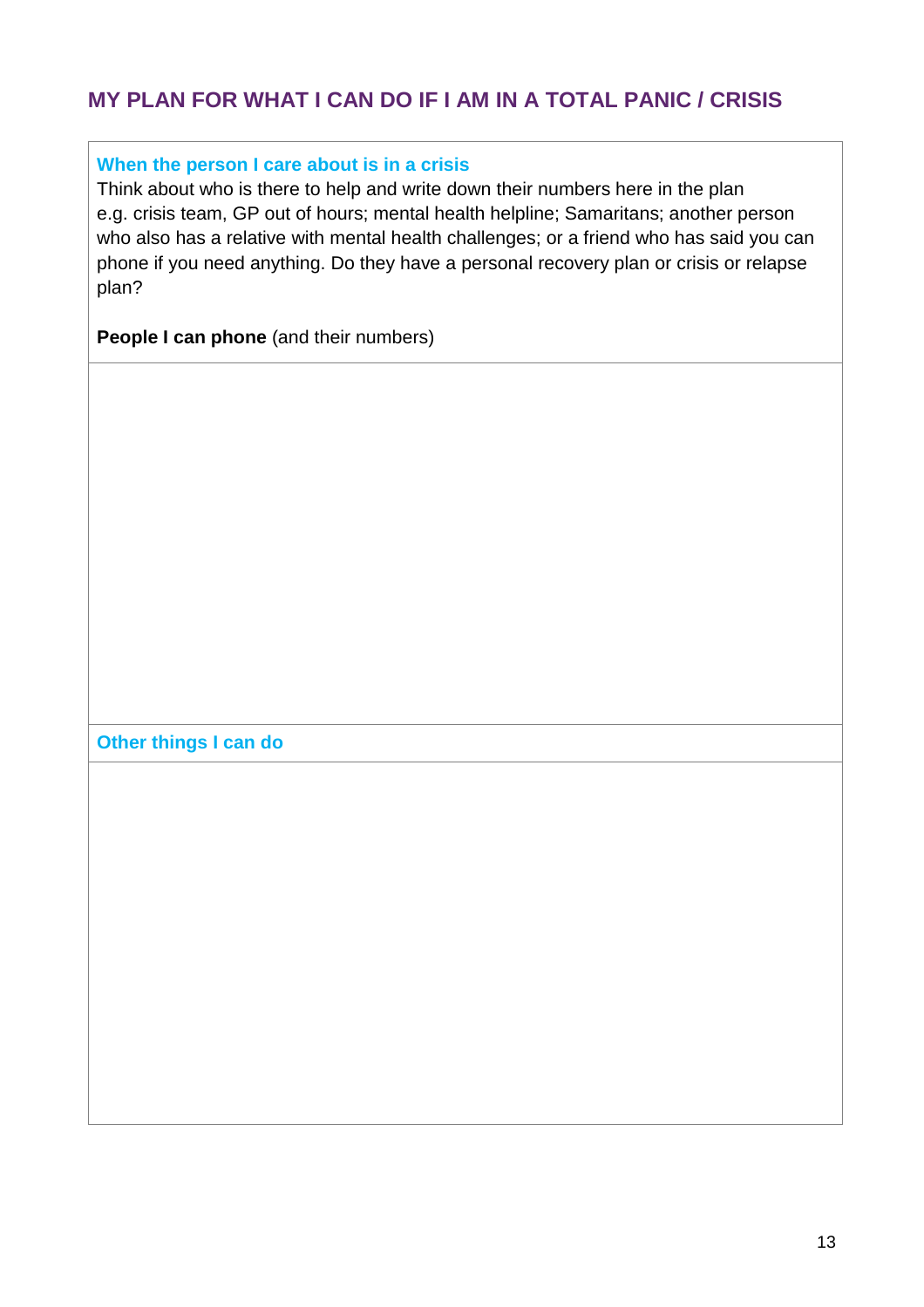## MY PLAN FOR WHAT I CAN DO IF I AM IN A TOTAL PANIC / CRISIS

### When the person I care about is in a crisis

Think about who is there to help and write down their numbers here in the plan e.g. crisis team, GP out of hours; mental health helpline; Samaritans; another person who also has a relative with mental health challenges; or a friend who has said you can phone if you need anything. Do they have a personal recovery plan or crisis or relapse plan?

**People I can phone** (and their numbers)

### Other things I can do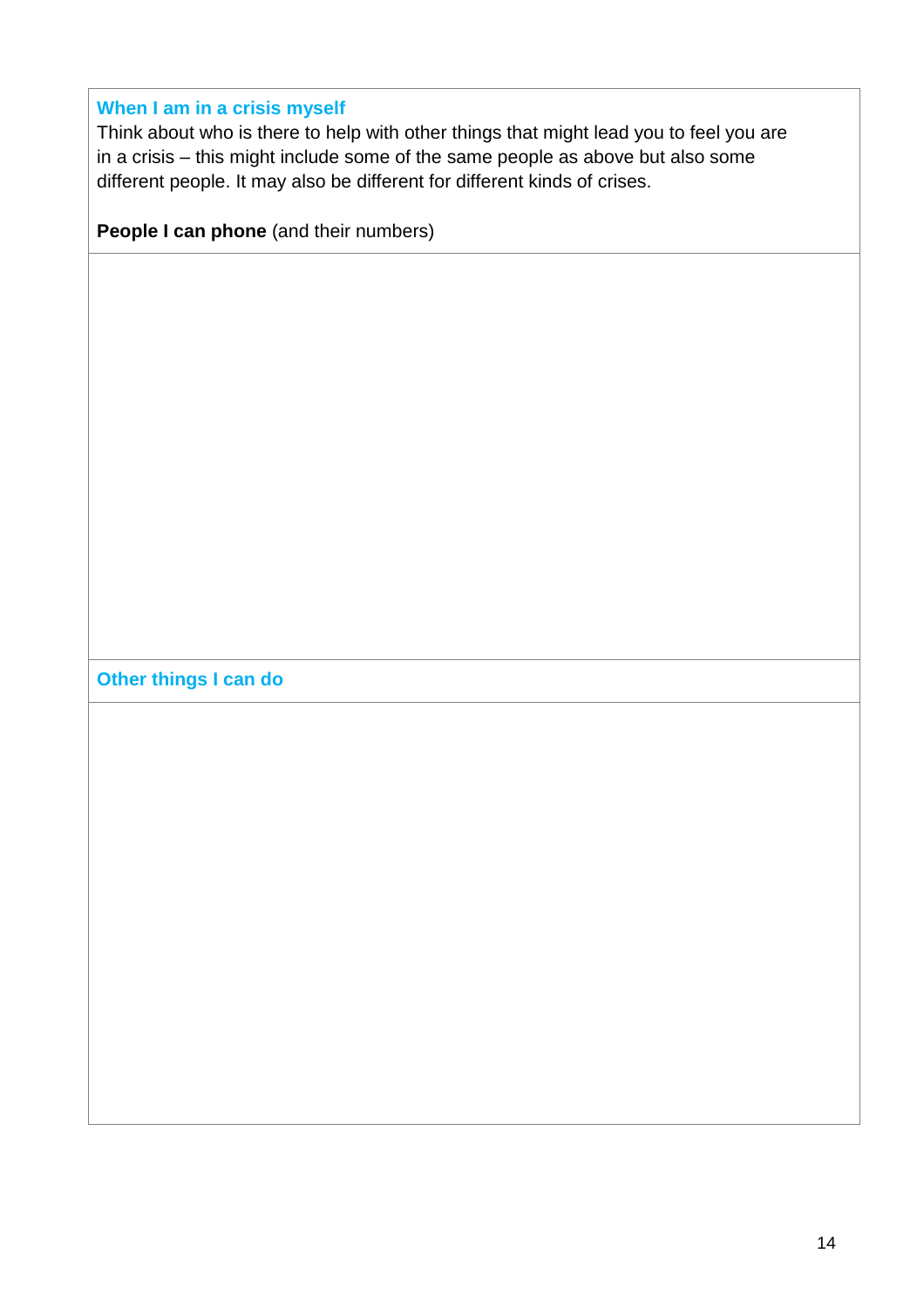### When I am in a crisis myself

Think about who is there to help with other things that might lead you to feel you are in a crisis – this might include some of the same people as above but also some different people. It may also be different for different kinds of crises.

**People I can phone** (and their numbers)

### Other things I can do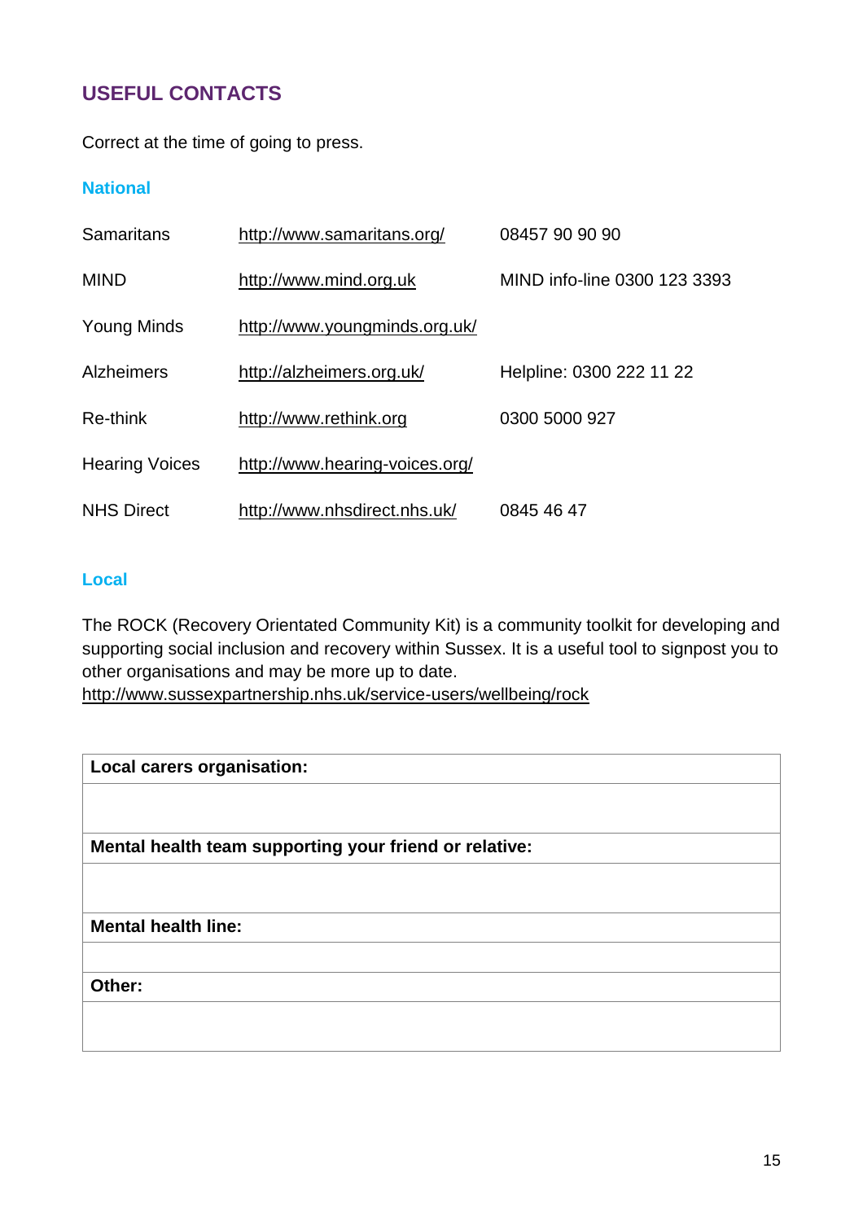## USEFUL CONTACTS

Correct at the time of going to press.

### National

| | | |
|---|---|---|
| Samaritans | http://www.samaritans.org/ | 08457 90 90 90 |
| MIND | http://www.mind.org.uk | MIND info-line 0300 123 3393 |
| Young Minds | http://www.youngminds.org.uk/ | |
| Alzheimers | http://alzheimers.org.uk/ | Helpline: 0300 222 11 22 |
| Re-think | http://www.rethink.org | 0300 5000 927 |
| Hearing Voices | http://www.hearing-voices.org/ | |
| NHS Direct | http://www.nhsdirect.nhs.uk/ | 0845 46 47 |

### Local

The ROCK (Recovery Orientated Community Kit) is a community toolkit for developing and supporting social inclusion and recovery within Sussex. It is a useful tool to signpost you to other organisations and may be more up to date.
http://www.sussexpartnership.nhs.uk/service-users/wellbeing/rock

| |
|---|
| **Local carers organisation:** |
| |
| **Mental health team supporting your friend or relative:** |
| |
| **Mental health line:** |
| |
| **Other:** |
| |